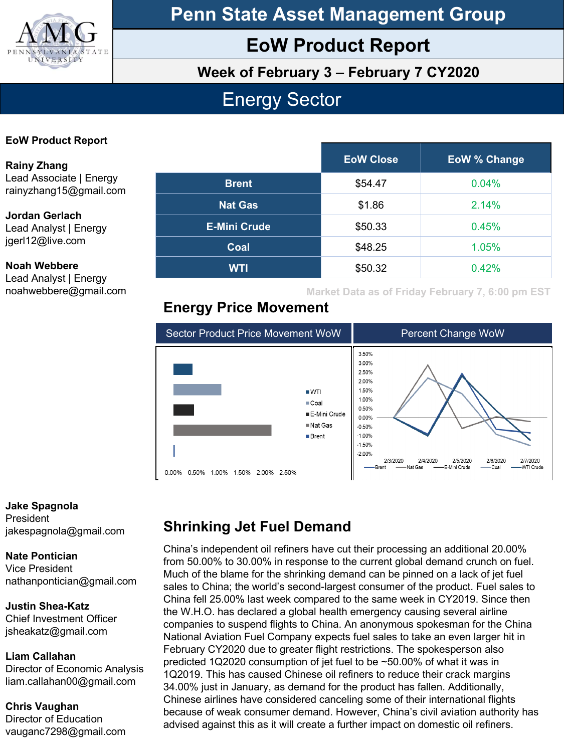# Penn State Asset Management Group

## EoW Product Report

### Week of February 3 – February 7 CY2020

## Energy Sector

**EoW Product Report**

**Rainy Zhang**
Lead Associate | Energy
rainyzhang15@gmail.com

**Jordan Gerlach**
Lead Analyst | Energy
jgerl12@live.com

**Noah Webbere**
Lead Analyst | Energy
noahwebbere@gmail.com

| | EoW Close | EoW % Change |
|---|---|---|
| Brent | $54.47 | 0.04% |
| Nat Gas | $1.86 | 2.14% |
| E-Mini Crude | $50.33 | 0.45% |
| Coal | $48.25 | 1.05% |
| WTI | $50.32 | 0.42% |

Market Data as of Friday February 7, 6:00 pm EST

## Energy Price Movement

| Sector Product Price Movement WoW | Percent Change WoW |
|---|---|

**Jake Spagnola**
President
jakespagnola@gmail.com

**Nate Pontician**
Vice President
nathanpontician@gmail.com

**Justin Shea-Katz**
Chief Investment Officer
jsheakatz@gmail.com

**Liam Callahan**
Director of Economic Analysis
liam.callahan00@gmail.com

**Chris Vaughan**
Director of Education
vauganc7298@gmail.com

## Shrinking Jet Fuel Demand

China's independent oil refiners have cut their processing an additional 20.00% from 50.00% to 30.00% in response to the current global demand crunch on fuel. Much of the blame for the shrinking demand can be pinned on a lack of jet fuel sales to China; the world's second-largest consumer of the product. Fuel sales to China fell 25.00% last week compared to the same week in CY2019. Since then the W.H.O. has declared a global health emergency causing several airline companies to suspend flights to China. An anonymous spokesman for the China National Aviation Fuel Company expects fuel sales to take an even larger hit in February CY2020 due to greater flight restrictions. The spokesperson also predicted 1Q2020 consumption of jet fuel to be ~50.00% of what it was in 1Q2019. This has caused Chinese oil refiners to reduce their crack margins 34.00% just in January, as demand for the product has fallen. Additionally, Chinese airlines have considered canceling some of their international flights because of weak consumer demand. However, China's civil aviation authority has advised against this as it will create a further impact on domestic oil refiners.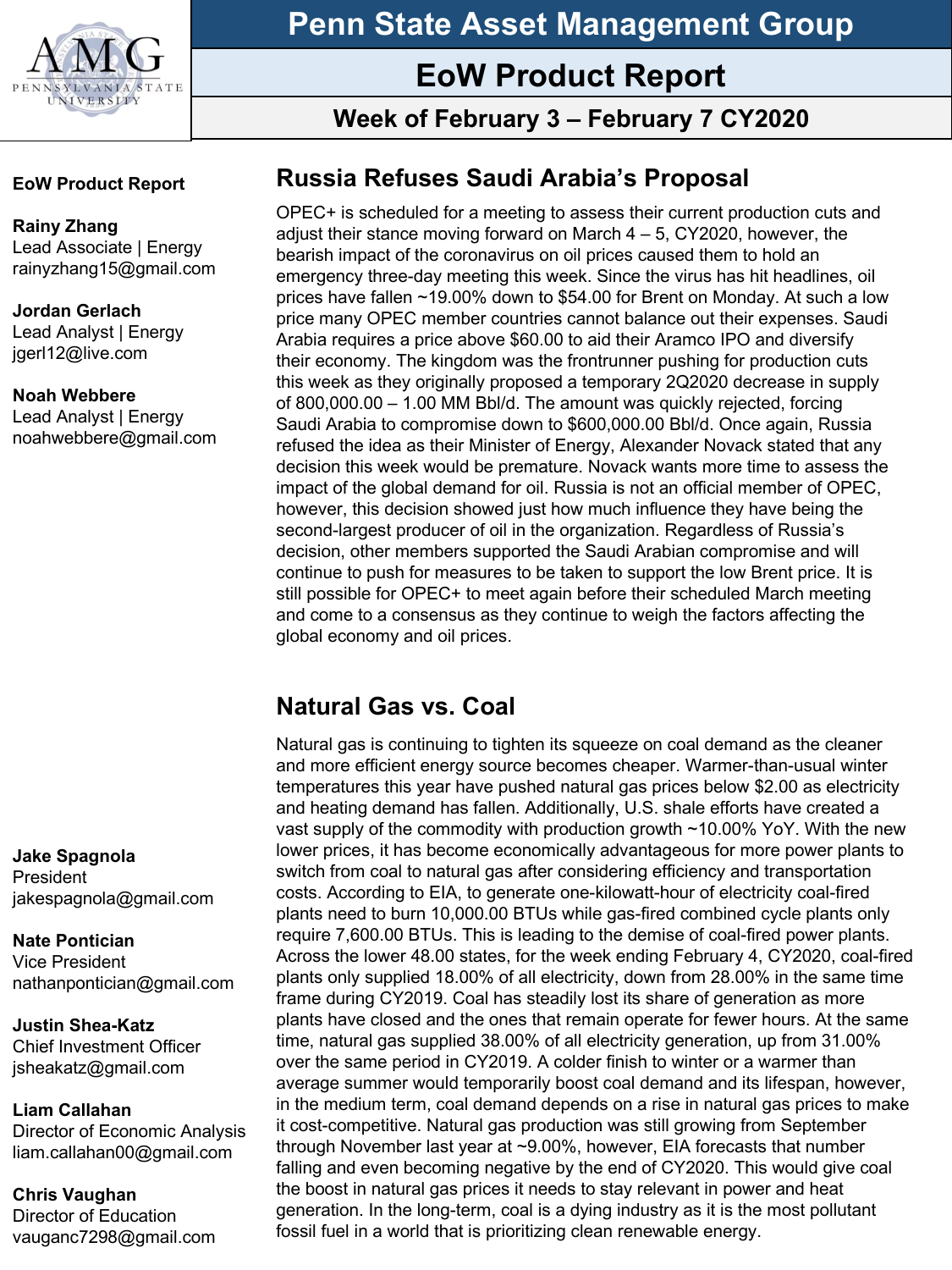# Penn State Asset Management Group

## EoW Product Report

### Week of February 3 – February 7 CY2020

**EoW Product Report**

**Rainy Zhang**
Lead Associate | Energy
rainyzhang15@gmail.com

**Jordan Gerlach**
Lead Analyst | Energy
jgerl12@live.com

**Noah Webbere**
Lead Analyst | Energy
noahwebbere@gmail.com

**Jake Spagnola**
President
jakespagnola@gmail.com

**Nate Pontician**
Vice President
nathanpontician@gmail.com

**Justin Shea-Katz**
Chief Investment Officer
jsheakatz@gmail.com

**Liam Callahan**
Director of Economic Analysis
liam.callahan00@gmail.com

**Chris Vaughan**
Director of Education
vauganc7298@gmail.com

## Russia Refuses Saudi Arabia's Proposal

OPEC+ is scheduled for a meeting to assess their current production cuts and adjust their stance moving forward on March 4 – 5, CY2020, however, the bearish impact of the coronavirus on oil prices caused them to hold an emergency three-day meeting this week. Since the virus has hit headlines, oil prices have fallen ~19.00% down to $54.00 for Brent on Monday. At such a low price many OPEC member countries cannot balance out their expenses. Saudi Arabia requires a price above $60.00 to aid their Aramco IPO and diversify their economy. The kingdom was the frontrunner pushing for production cuts this week as they originally proposed a temporary 2Q2020 decrease in supply of 800,000.00 – 1.00 MM Bbl/d. The amount was quickly rejected, forcing Saudi Arabia to compromise down to $600,000.00 Bbl/d. Once again, Russia refused the idea as their Minister of Energy, Alexander Novack stated that any decision this week would be premature. Novack wants more time to assess the impact of the global demand for oil. Russia is not an official member of OPEC, however, this decision showed just how much influence they have being the second-largest producer of oil in the organization. Regardless of Russia's decision, other members supported the Saudi Arabian compromise and will continue to push for measures to be taken to support the low Brent price. It is still possible for OPEC+ to meet again before their scheduled March meeting and come to a consensus as they continue to weigh the factors affecting the global economy and oil prices.

## Natural Gas vs. Coal

Natural gas is continuing to tighten its squeeze on coal demand as the cleaner and more efficient energy source becomes cheaper. Warmer-than-usual winter temperatures this year have pushed natural gas prices below $2.00 as electricity and heating demand has fallen. Additionally, U.S. shale efforts have created a vast supply of the commodity with production growth ~10.00% YoY. With the new lower prices, it has become economically advantageous for more power plants to switch from coal to natural gas after considering efficiency and transportation costs. According to EIA, to generate one-kilowatt-hour of electricity coal-fired plants need to burn 10,000.00 BTUs while gas-fired combined cycle plants only require 7,600.00 BTUs. This is leading to the demise of coal-fired power plants. Across the lower 48.00 states, for the week ending February 4, CY2020, coal-fired plants only supplied 18.00% of all electricity, down from 28.00% in the same time frame during CY2019. Coal has steadily lost its share of generation as more plants have closed and the ones that remain operate for fewer hours. At the same time, natural gas supplied 38.00% of all electricity generation, up from 31.00% over the same period in CY2019. A colder finish to winter or a warmer than average summer would temporarily boost coal demand and its lifespan, however, in the medium term, coal demand depends on a rise in natural gas prices to make it cost-competitive. Natural gas production was still growing from September through November last year at ~9.00%, however, EIA forecasts that number falling and even becoming negative by the end of CY2020. This would give coal the boost in natural gas prices it needs to stay relevant in power and heat generation. In the long-term, coal is a dying industry as it is the most pollutant fossil fuel in a world that is prioritizing clean renewable energy.